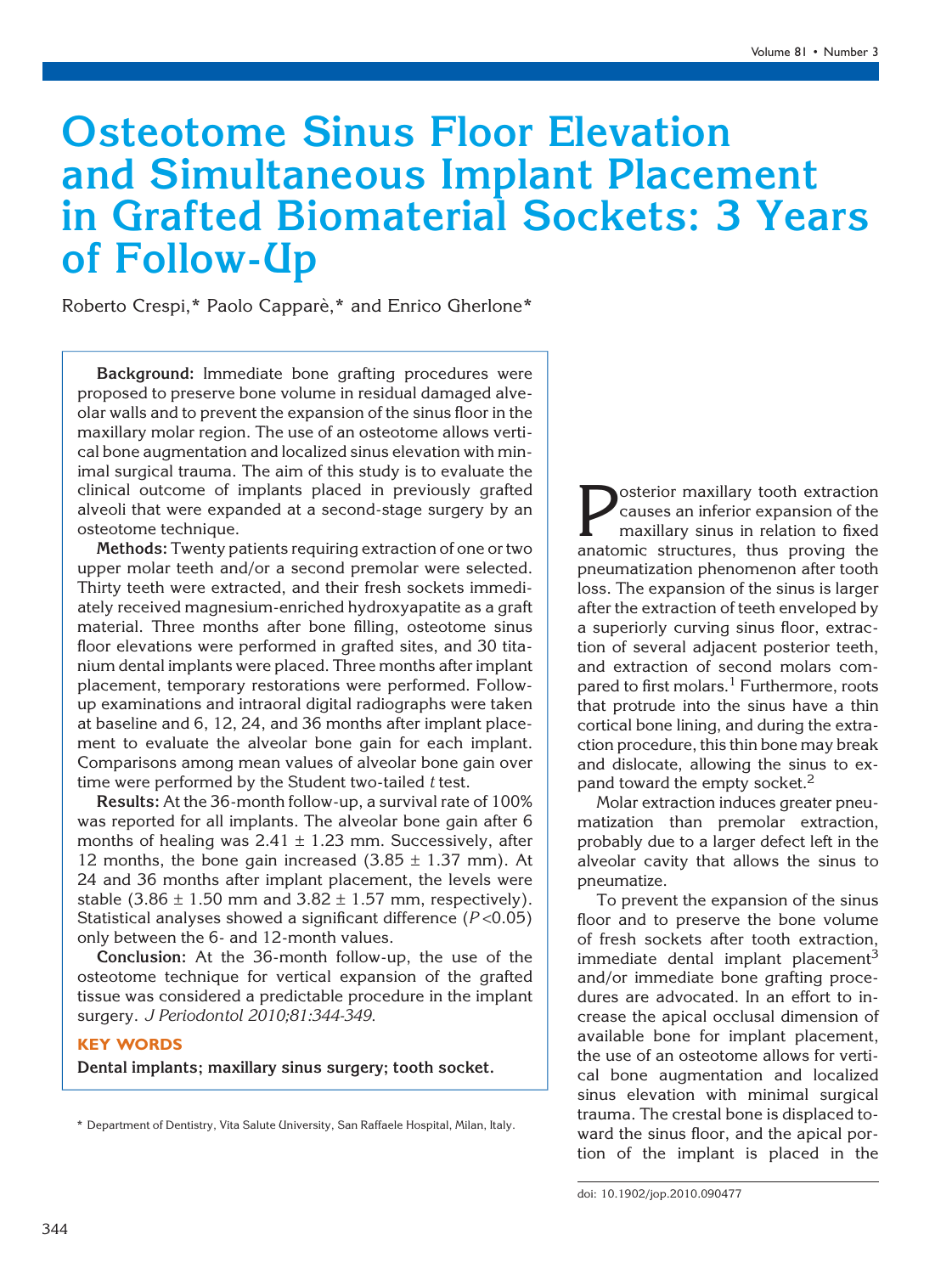# Osteotome Sinus Floor Elevation and Simultaneous Implant Placement in Grafted Biomaterial Sockets: 3 Years of Follow-Up

Roberto Crespi,* Paolo Capparè,* and Enrico Gherlone*

**Background:** Immediate bone grafting procedures were proposed to preserve bone volume in residual damaged alveolar walls and to prevent the expansion of the sinus floor in the maxillary molar region. The use of an osteotome allows vertical bone augmentation and localized sinus elevation with minimal surgical trauma. The aim of this study is to evaluate the clinical outcome of implants placed in previously grafted alveoli that were expanded at a second-stage surgery by an osteotome technique.

**Methods:** Twenty patients requiring extraction of one or two upper molar teeth and/or a second premolar were selected. Thirty teeth were extracted, and their fresh sockets immediately received magnesium-enriched hydroxyapatite as a graft material. Three months after bone filling, osteotome sinus floor elevations were performed in grafted sites, and 30 titanium dental implants were placed. Three months after implant placement, temporary restorations were performed. Follow-up examinations and intraoral digital radiographs were taken at baseline and 6, 12, 24, and 36 months after implant placement to evaluate the alveolar bone gain for each implant. Comparisons among mean values of alveolar bone gain over time were performed by the Student two-tailed *t* test.

**Results:** At the 36-month follow-up, a survival rate of 100% was reported for all implants. The alveolar bone gain after 6 months of healing was 2.41 ± 1.23 mm. Successively, after 12 months, the bone gain increased (3.85 ± 1.37 mm). At 24 and 36 months after implant placement, the levels were stable (3.86 ± 1.50 mm and 3.82 ± 1.57 mm, respectively). Statistical analyses showed a significant difference ($P<0.05$) only between the 6- and 12-month values.

**Conclusion:** At the 36-month follow-up, the use of the osteotome technique for vertical expansion of the grafted tissue was considered a predictable procedure in the implant surgery. *J Periodontol 2010;81:344-349.*

**KEY WORDS**

**Dental implants; maxillary sinus surgery; tooth socket.**

\* Department of Dentistry, Vita Salute University, San Raffaele Hospital, Milan, Italy.

Posterior maxillary tooth extraction causes an inferior expansion of the maxillary sinus in relation to fixed anatomic structures, thus proving the pneumatization phenomenon after tooth loss. The expansion of the sinus is larger after the extraction of teeth enveloped by a superiorly curving sinus floor, extraction of several adjacent posterior teeth, and extraction of second molars compared to first molars.[1] Furthermore, roots that protrude into the sinus have a thin cortical bone lining, and during the extraction procedure, this thin bone may break and dislocate, allowing the sinus to expand toward the empty socket.[2]

Molar extraction induces greater pneumatization than premolar extraction, probably due to a larger defect left in the alveolar cavity that allows the sinus to pneumatize.

To prevent the expansion of the sinus floor and to preserve the bone volume of fresh sockets after tooth extraction, immediate dental implant placement[3] and/or immediate bone grafting procedures are advocated. In an effort to increase the apical occlusal dimension of available bone for implant placement, the use of an osteotome allows for vertical bone augmentation and localized sinus elevation with minimal surgical trauma. The crestal bone is displaced toward the sinus floor, and the apical portion of the implant is placed in the

doi: 10.1902/jop.2010.090477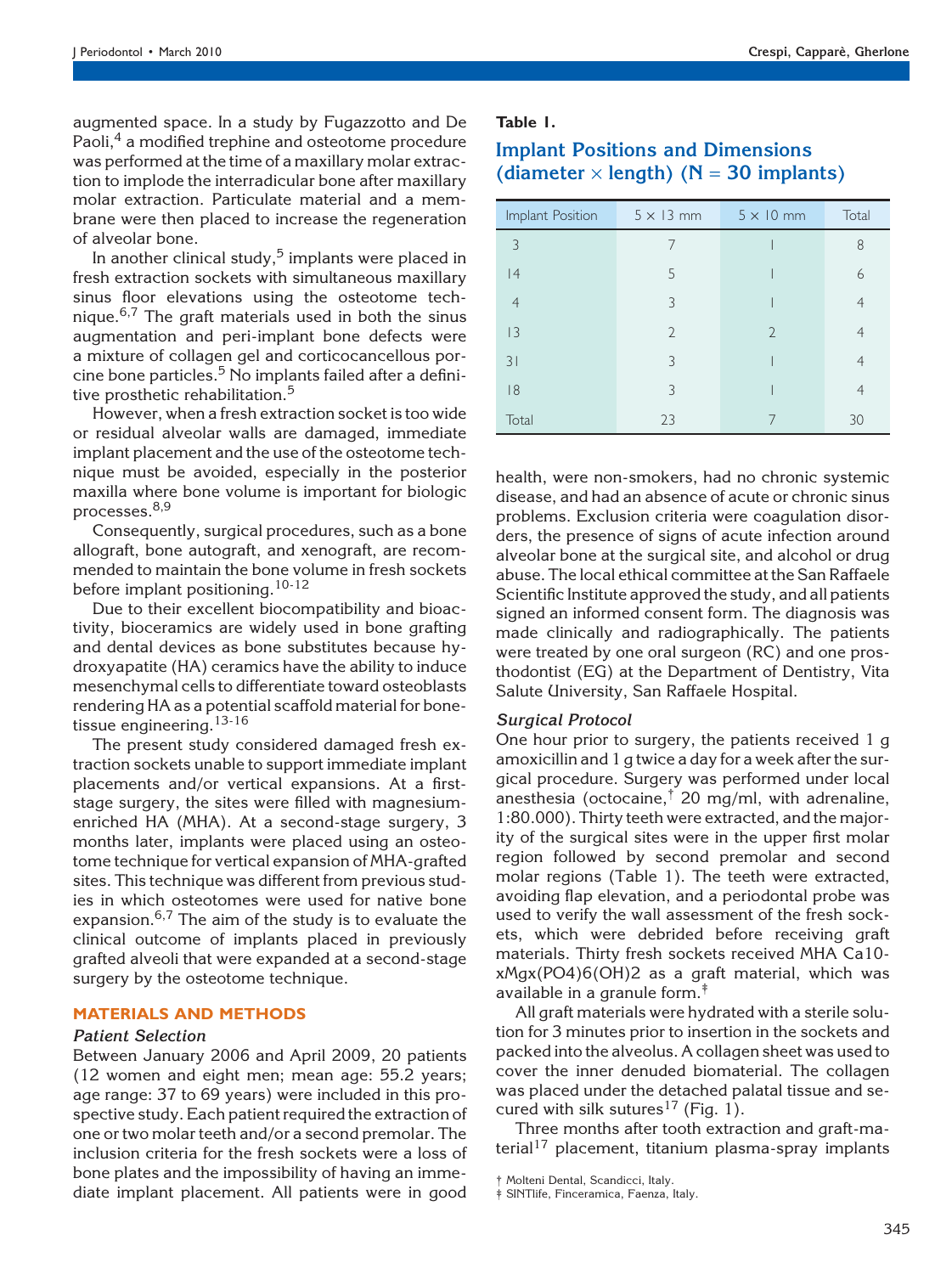augmented space. In a study by Fugazzotto and De Paoli,[4] a modified trephine and osteotome procedure was performed at the time of a maxillary molar extraction to implode the interradicular bone after maxillary molar extraction. Particulate material and a membrane were then placed to increase the regeneration of alveolar bone.

In another clinical study,[5] implants were placed in fresh extraction sockets with simultaneous maxillary sinus floor elevations using the osteotome technique.[6,7] The graft materials used in both the sinus augmentation and peri-implant bone defects were a mixture of collagen gel and corticocancellous porcine bone particles.[5] No implants failed after a definitive prosthetic rehabilitation.[5]

However, when a fresh extraction socket is too wide or residual alveolar walls are damaged, immediate implant placement and the use of the osteotome technique must be avoided, especially in the posterior maxilla where bone volume is important for biologic processes.[8,9]

Consequently, surgical procedures, such as a bone allograft, bone autograft, and xenograft, are recommended to maintain the bone volume in fresh sockets before implant positioning.[10-12]

Due to their excellent biocompatibility and bioactivity, bioceramics are widely used in bone grafting and dental devices as bone substitutes because hydroxyapatite (HA) ceramics have the ability to induce mesenchymal cells to differentiate toward osteoblasts rendering HA as a potential scaffold material for bone-tissue engineering.[13-16]

The present study considered damaged fresh extraction sockets unable to support immediate implant placements and/or vertical expansions. At a first-stage surgery, the sites were filled with magnesium-enriched HA (MHA). At a second-stage surgery, 3 months later, implants were placed using an osteotome technique for vertical expansion of MHA-grafted sites. This technique was different from previous studies in which osteotomes were used for native bone expansion.[6,7] The aim of the study is to evaluate the clinical outcome of implants placed in previously grafted alveoli that were expanded at a second-stage surgery by the osteotome technique.

## MATERIALS AND METHODS

### *Patient Selection*

Between January 2006 and April 2009, 20 patients (12 women and eight men; mean age: 55.2 years; age range: 37 to 69 years) were included in this prospective study. Each patient required the extraction of one or two molar teeth and/or a second premolar. The inclusion criteria for the fresh sockets were a loss of bone plates and the impossibility of having an immediate implant placement. All patients were in good health, were non-smokers, had no chronic systemic disease, and had an absence of acute or chronic sinus problems. Exclusion criteria were coagulation disorders, the presence of signs of acute infection around alveolar bone at the surgical site, and alcohol or drug abuse. The local ethical committee at the San Raffaele Scientific Institute approved the study, and all patients signed an informed consent form. The diagnosis was made clinically and radiographically. The patients were treated by one oral surgeon (RC) and one prosthodontist (EG) at the Department of Dentistry, Vita Salute University, San Raffaele Hospital.

**Table 1.**
**Implant Positions and Dimensions (diameter × length) (N = 30 implants)**

| Implant Position | 5 × 13 mm | 5 × 10 mm | Total |
|---|---|---|---|
| 3 | 7 | 1 | 8 |
| 14 | 5 | 1 | 6 |
| 4 | 3 | 1 | 4 |
| 13 | 2 | 2 | 4 |
| 31 | 3 | 1 | 4 |
| 18 | 3 | 1 | 4 |
| Total | 23 | 7 | 30 |

### *Surgical Protocol*

One hour prior to surgery, the patients received 1 g amoxicillin and 1 g twice a day for a week after the surgical procedure. Surgery was performed under local anesthesia (octocaine,[†] 20 mg/ml, with adrenaline, 1:80.000). Thirty teeth were extracted, and the majority of the surgical sites were in the upper first molar region followed by second premolar and second molar regions (Table 1). The teeth were extracted, avoiding flap elevation, and a periodontal probe was used to verify the wall assessment of the fresh sockets, which were debrided before receiving graft materials. Thirty fresh sockets received MHA $Ca_{10-x}Mg_x(PO_4)_6(OH)_2$ as a graft material, which was available in a granule form.[‡]

All graft materials were hydrated with a sterile solution for 3 minutes prior to insertion in the sockets and packed into the alveolus. A collagen sheet was used to cover the inner denuded biomaterial. The collagen was placed under the detached palatal tissue and secured with silk sutures[17] (Fig. 1).

Three months after tooth extraction and graft-material[17] placement, titanium plasma-spray implants

† Molteni Dental, Scandicci, Italy.
‡ SINTlife, Finceramica, Faenza, Italy.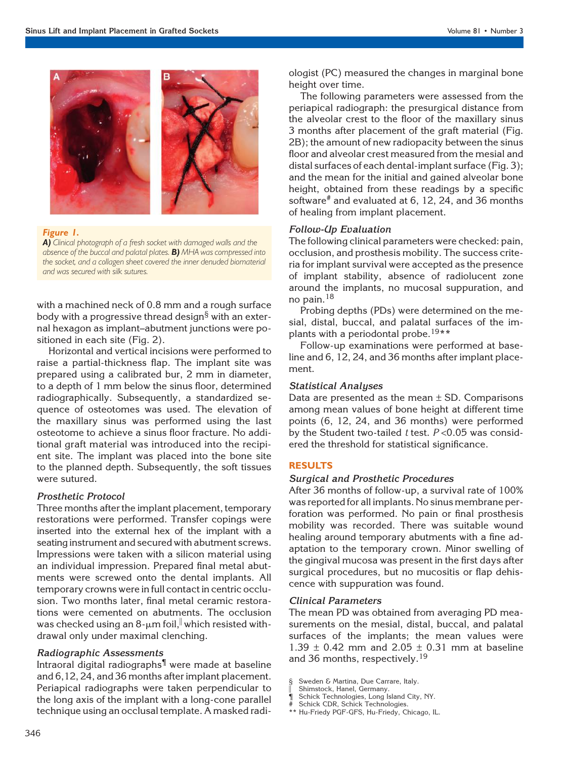*Figure 1.*
***A)*** *Clinical photograph of a fresh socket with damaged walls and the absence of the buccal and palatal plates.* ***B)*** *MHA was compressed into the socket, and a collagen sheet covered the inner denuded biomaterial and was secured with silk sutures.*

with a machined neck of 0.8 mm and a rough surface body with a progressive thread design[§] with an external hexagon as implant–abutment junctions were positioned in each site (Fig. 2).

Horizontal and vertical incisions were performed to raise a partial-thickness flap. The implant site was prepared using a calibrated bur, 2 mm in diameter, to a depth of 1 mm below the sinus floor, determined radiographically. Subsequently, a standardized sequence of osteotomes was used. The elevation of the maxillary sinus was performed using the last osteotome to achieve a sinus floor fracture. No additional graft material was introduced into the recipient site. The implant was placed into the bone site to the planned depth. Subsequently, the soft tissues were sutured.

### *Prosthetic Protocol*

Three months after the implant placement, temporary restorations were performed. Transfer copings were inserted into the external hex of the implant with a seating instrument and secured with abutment screws. Impressions were taken with a silicon material using an individual impression. Prepared final metal abutments were screwed onto the dental implants. All temporary crowns were in full contact in centric occlusion. Two months later, final metal ceramic restorations were cemented on abutments. The occlusion was checked using an 8-µm foil,[‖] which resisted withdrawal only under maximal clenching.

### *Radiographic Assessments*

Intraoral digital radiographs[¶] were made at baseline and 6,12, 24, and 36 months after implant placement. Periapical radiographs were taken perpendicular to the long axis of the implant with a long-cone parallel technique using an occlusal template. A masked radiologist (PC) measured the changes in marginal bone height over time.

The following parameters were assessed from the periapical radiograph: the presurgical distance from the alveolar crest to the floor of the maxillary sinus 3 months after placement of the graft material (Fig. 2B); the amount of new radiopacity between the sinus floor and alveolar crest measured from the mesial and distal surfaces of each dental-implant surface (Fig. 3); and the mean for the initial and gained alveolar bone height, obtained from these readings by a specific software[#] and evaluated at 6, 12, 24, and 36 months of healing from implant placement.

### *Follow-Up Evaluation*

The following clinical parameters were checked: pain, occlusion, and prosthesis mobility. The success criteria for implant survival were accepted as the presence of implant stability, absence of radiolucent zone around the implants, no mucosal suppuration, and no pain.[18]

Probing depths (PDs) were determined on the mesial, distal, buccal, and palatal surfaces of the implants with a periodontal probe.[19**]

Follow-up examinations were performed at baseline and 6, 12, 24, and 36 months after implant placement.

### *Statistical Analyses*

Data are presented as the mean ± SD. Comparisons among mean values of bone height at different time points (6, 12, 24, and 36 months) were performed by the Student two-tailed *t* test. $P<0.05$ was considered the threshold for statistical significance.

## RESULTS

### *Surgical and Prosthetic Procedures*

After 36 months of follow-up, a survival rate of 100% was reported for all implants. No sinus membrane perforation was performed. No pain or final prosthesis mobility was recorded. There was suitable wound healing around temporary abutments with a fine adaptation to the temporary crown. Minor swelling of the gingival mucosa was present in the first days after surgical procedures, but no mucositis or flap dehiscence with suppuration was found.

### *Clinical Parameters*

The mean PD was obtained from averaging PD measurements on the mesial, distal, buccal, and palatal surfaces of the implants; the mean values were 1.39 ± 0.42 mm and 2.05 ± 0.31 mm at baseline and 36 months, respectively.[19]

§ Sweden & Martina, Due Carrare, Italy.
‖ Shimstock, Hanel, Germany.
¶ Schick Technologies, Long Island City, NY.
# Schick CDR, Schick Technologies.
** Hu-Friedy PGF-GFS, Hu-Friedy, Chicago, IL.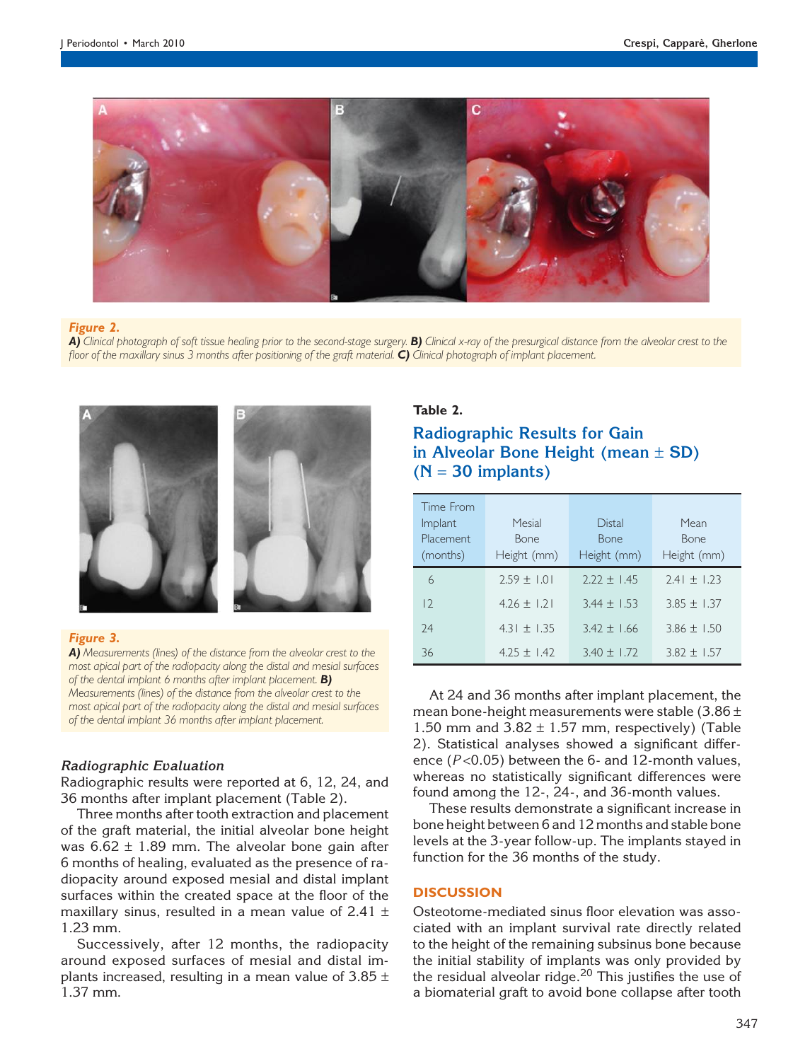*Figure 2.*
***A)*** *Clinical photograph of soft tissue healing prior to the second-stage surgery.* ***B)*** *Clinical x-ray of the presurgical distance from the alveolar crest to the floor of the maxillary sinus 3 months after positioning of the graft material.* ***C)*** *Clinical photograph of implant placement.*

*Figure 3.*
***A)*** *Measurements (lines) of the distance from the alveolar crest to the most apical part of the radiopacity along the distal and mesial surfaces of the dental implant 6 months after implant placement.* ***B)*** *Measurements (lines) of the distance from the alveolar crest to the most apical part of the radiopacity along the distal and mesial surfaces of the dental implant 36 months after implant placement.*

### *Radiographic Evaluation*

Radiographic results were reported at 6, 12, 24, and 36 months after implant placement (Table 2).

Three months after tooth extraction and placement of the graft material, the initial alveolar bone height was 6.62 ± 1.89 mm. The alveolar bone gain after 6 months of healing, evaluated as the presence of radiopacity around exposed mesial and distal implant surfaces within the created space at the floor of the maxillary sinus, resulted in a mean value of 2.41 ± 1.23 mm.

Successively, after 12 months, the radiopacity around exposed surfaces of mesial and distal implants increased, resulting in a mean value of 3.85 ± 1.37 mm.

**Table 2.**

**Radiographic Results for Gain in Alveolar Bone Height (mean ± SD) (N = 30 implants)**

| Time From Implant Placement (months) | Mesial Bone Height (mm) | Distal Bone Height (mm) | Mean Bone Height (mm) |
|---|---|---|---|
| 6 | 2.59 ± 1.01 | 2.22 ± 1.45 | 2.41 ± 1.23 |
| 12 | 4.26 ± 1.21 | 3.44 ± 1.53 | 3.85 ± 1.37 |
| 24 | 4.31 ± 1.35 | 3.42 ± 1.66 | 3.86 ± 1.50 |
| 36 | 4.25 ± 1.42 | 3.40 ± 1.72 | 3.82 ± 1.57 |

At 24 and 36 months after implant placement, the mean bone-height measurements were stable (3.86 ± 1.50 mm and 3.82 ± 1.57 mm, respectively) (Table 2). Statistical analyses showed a significant difference ($P<0.05$) between the 6- and 12-month values, whereas no statistically significant differences were found among the 12-, 24-, and 36-month values.

These results demonstrate a significant increase in bone height between 6 and 12 months and stable bone levels at the 3-year follow-up. The implants stayed in function for the 36 months of the study.

## DISCUSSION

Osteotome-mediated sinus floor elevation was associated with an implant survival rate directly related to the height of the remaining subsinus bone because the initial stability of implants was only provided by the residual alveolar ridge.[20] This justifies the use of a biomaterial graft to avoid bone collapse after tooth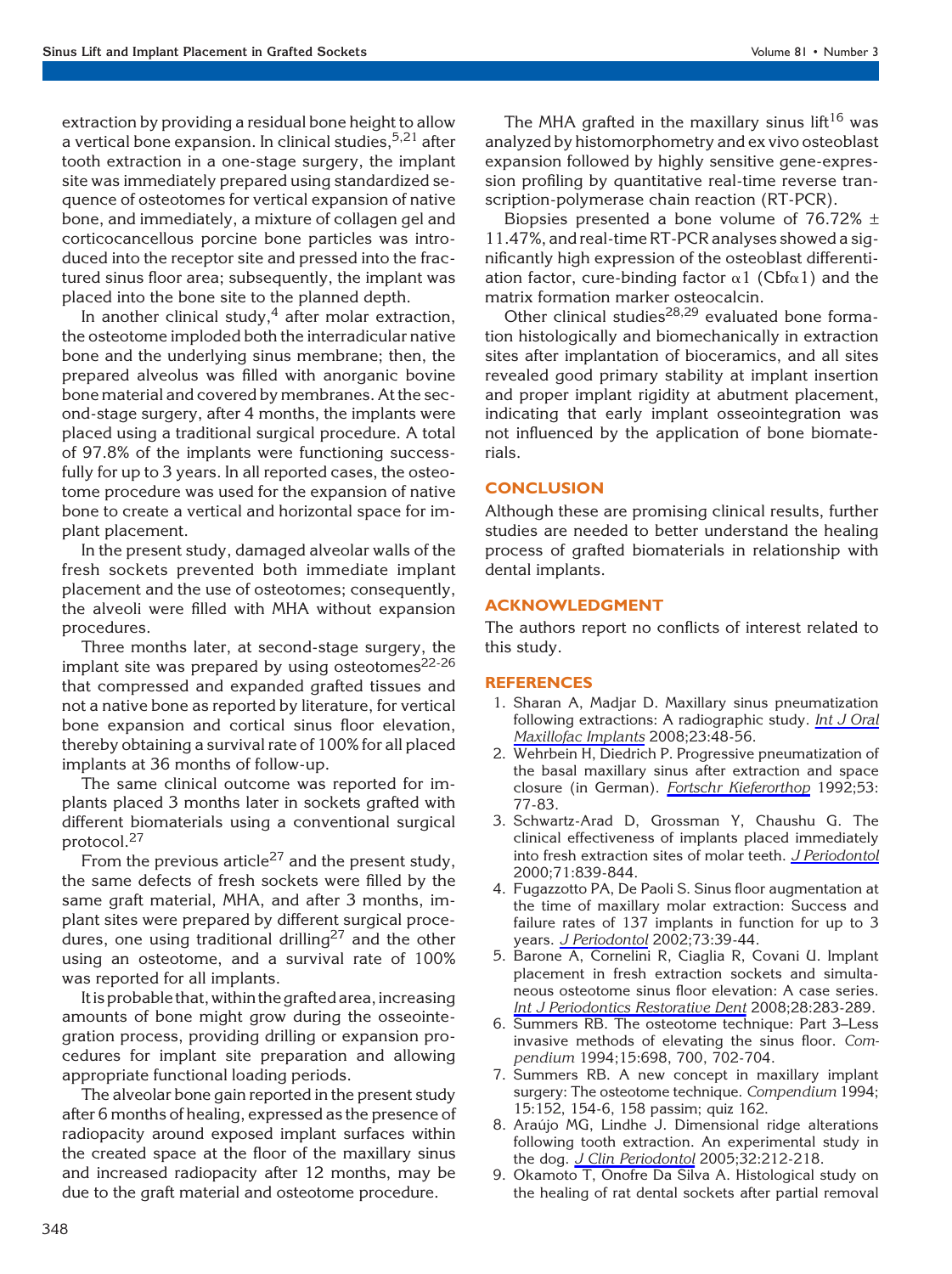extraction by providing a residual bone height to allow a vertical bone expansion. In clinical studies,[5,21] after tooth extraction in a one-stage surgery, the implant site was immediately prepared using standardized sequence of osteotomes for vertical expansion of native bone, and immediately, a mixture of collagen gel and corticocancellous porcine bone particles was introduced into the receptor site and pressed into the fractured sinus floor area; subsequently, the implant was placed into the bone site to the planned depth.

In another clinical study,[4] after molar extraction, the osteotome imploded both the interradicular native bone and the underlying sinus membrane; then, the prepared alveolus was filled with anorganic bovine bone material and covered by membranes. At the second-stage surgery, after 4 months, the implants were placed using a traditional surgical procedure. A total of 97.8% of the implants were functioning successfully for up to 3 years. In all reported cases, the osteotome procedure was used for the expansion of native bone to create a vertical and horizontal space for implant placement.

In the present study, damaged alveolar walls of the fresh sockets prevented both immediate implant placement and the use of osteotomes; consequently, the alveoli were filled with MHA without expansion procedures.

Three months later, at second-stage surgery, the implant site was prepared by using osteotomes[22-26] that compressed and expanded grafted tissues and not a native bone as reported by literature, for vertical bone expansion and cortical sinus floor elevation, thereby obtaining a survival rate of 100% for all placed implants at 36 months of follow-up.

The same clinical outcome was reported for implants placed 3 months later in sockets grafted with different biomaterials using a conventional surgical protocol.[27]

From the previous article[27] and the present study, the same defects of fresh sockets were filled by the same graft material, MHA, and after 3 months, implant sites were prepared by different surgical procedures, one using traditional drilling[27] and the other using an osteotome, and a survival rate of 100% was reported for all implants.

It is probable that, within the grafted area, increasing amounts of bone might grow during the osseointegration process, providing drilling or expansion procedures for implant site preparation and allowing appropriate functional loading periods.

The alveolar bone gain reported in the present study after 6 months of healing, expressed as the presence of radiopacity around exposed implant surfaces within the created space at the floor of the maxillary sinus and increased radiopacity after 12 months, may be due to the graft material and osteotome procedure.

The MHA grafted in the maxillary sinus lift[16] was analyzed by histomorphometry and ex vivo osteoblast expansion followed by highly sensitive gene-expression profiling by quantitative real-time reverse transcription-polymerase chain reaction (RT-PCR).

Biopsies presented a bone volume of 76.72% ± 11.47%, and real-time RT-PCR analyses showed a significantly high expression of the osteoblast differentiation factor, cure-binding factor $\alpha 1$ (Cbf$\alpha 1$) and the matrix formation marker osteocalcin.

Other clinical studies[28,29] evaluated bone formation histologically and biomechanically in extraction sites after implantation of bioceramics, and all sites revealed good primary stability at implant insertion and proper implant rigidity at abutment placement, indicating that early implant osseointegration was not influenced by the application of bone biomaterials.

## CONCLUSION

Although these are promising clinical results, further studies are needed to better understand the healing process of grafted biomaterials in relationship with dental implants.

## ACKNOWLEDGMENT

The authors report no conflicts of interest related to this study.

## REFERENCES

1. Sharan A, Madjar D. Maxillary sinus pneumatization following extractions: A radiographic study. *Int J Oral Maxillofac Implants* 2008;23:48-56.
2. Wehrbein H, Diedrich P. Progressive pneumatization of the basal maxillary sinus after extraction and space closure (in German). *Fortschr Kieferorthop* 1992;53: 77-83.
3. Schwartz-Arad D, Grossman Y, Chaushu G. The clinical effectiveness of implants placed immediately into fresh extraction sites of molar teeth. *J Periodontol* 2000;71:839-844.
4. Fugazzotto PA, De Paoli S. Sinus floor augmentation at the time of maxillary molar extraction: Success and failure rates of 137 implants in function for up to 3 years. *J Periodontol* 2002;73:39-44.
5. Barone A, Cornelini R, Ciaglia R, Covani U. Implant placement in fresh extraction sockets and simultaneous osteotome sinus floor elevation: A case series. *Int J Periodontics Restorative Dent* 2008;28:283-289.
6. Summers RB. The osteotome technique: Part 3–Less invasive methods of elevating the sinus floor. *Compendium* 1994;15:698, 700, 702-704.
7. Summers RB. A new concept in maxillary implant surgery: The osteotome technique. *Compendium* 1994; 15:152, 154-6, 158 passim; quiz 162.
8. Araújo MG, Lindhe J. Dimensional ridge alterations following tooth extraction. An experimental study in the dog. *J Clin Periodontol* 2005;32:212-218.
9. Okamoto T, Onofre Da Silva A. Histological study on the healing of rat dental sockets after partial removal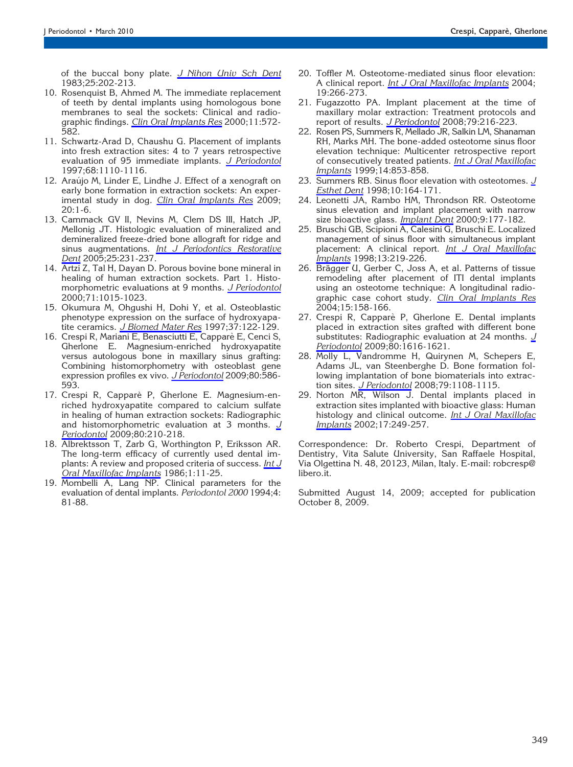of the buccal bony plate. *J Nihon Univ Sch Dent* 1983;25:202-213.

10. Rosenquist B, Ahmed M. The immediate replacement of teeth by dental implants using homologous bone membranes to seal the sockets: Clinical and radiographic findings. *Clin Oral Implants Res* 2000;11:572-582.
11. Schwartz-Arad D, Chaushu G. Placement of implants into fresh extraction sites: 4 to 7 years retrospective evaluation of 95 immediate implants. *J Periodontol* 1997;68:1110-1116.
12. Araújo M, Linder E, Lindhe J. Effect of a xenograft on early bone formation in extraction sockets: An experimental study in dog. *Clin Oral Implants Res* 2009; 20:1-6.
13. Cammack GV II, Nevins M, Clem DS III, Hatch JP, Mellonig JT. Histologic evaluation of mineralized and demineralized freeze-dried bone allograft for ridge and sinus augmentations. *Int J Periodontics Restorative Dent* 2005;25:231-237.
14. Artzi Z, Tal H, Dayan D. Porous bovine bone mineral in healing of human extraction sockets. Part 1. Histomorphometric evaluations at 9 months. *J Periodontol* 2000;71:1015-1023.
15. Okumura M, Ohgushi H, Dohi Y, et al. Osteoblastic phenotype expression on the surface of hydroxyapatite ceramics. *J Biomed Mater Res* 1997;37:122-129.
16. Crespi R, Mariani E, Benasciutti E, Capparè E, Cenci S, Gherlone E. Magnesium-enriched hydroxyapatite versus autologous bone in maxillary sinus grafting: Combining histomorphometry with osteoblast gene expression profiles ex vivo. *J Periodontol* 2009;80:586-593.
17. Crespi R, Capparè P, Gherlone E. Magnesium-enriched hydroxyapatite compared to calcium sulfate in healing of human extraction sockets: Radiographic and histomorphometric evaluation at 3 months. *J Periodontol* 2009;80:210-218.
18. Albrektsson T, Zarb G, Worthington P, Eriksson AR. The long-term efficacy of currently used dental implants: A review and proposed criteria of success. *Int J Oral Maxillofac Implants* 1986;1:11-25.
19. Mombelli A, Lang NP. Clinical parameters for the evaluation of dental implants. *Periodontol 2000* 1994;4: 81-88.
20. Toffler M. Osteotome-mediated sinus floor elevation: A clinical report. *Int J Oral Maxillofac Implants* 2004; 19:266-273.
21. Fugazzotto PA. Implant placement at the time of maxillary molar extraction: Treatment protocols and report of results. *J Periodontol* 2008;79:216-223.
22. Rosen PS, Summers R, Mellado JR, Salkin LM, Shanaman RH, Marks MH. The bone-added osteotome sinus floor elevation technique: Multicenter retrospective report of consecutively treated patients. *Int J Oral Maxillofac Implants* 1999;14:853-858.
23. Summers RB. Sinus floor elevation with osteotomes. *J Esthet Dent* 1998;10:164-171.
24. Leonetti JA, Rambo HM, Throndson RR. Osteotome sinus elevation and implant placement with narrow size bioactive glass. *Implant Dent* 2000;9:177-182.
25. Bruschi GB, Scipioni A, Calesini G, Bruschi E. Localized management of sinus floor with simultaneous implant placement: A clinical report. *Int J Oral Maxillofac Implants* 1998;13:219-226.
26. Brägger U, Gerber C, Joss A, et al. Patterns of tissue remodeling after placement of ITI dental implants using an osteotome technique: A longitudinal radiographic case cohort study. *Clin Oral Implants Res* 2004;15:158-166.
27. Crespi R, Capparè P, Gherlone E. Dental implants placed in extraction sites grafted with different bone substitutes: Radiographic evaluation at 24 months. *J Periodontol* 2009;80:1616-1621.
28. Molly L, Vandromme H, Quirynen M, Schepers E, Adams JL, van Steenberghe D. Bone formation following implantation of bone biomaterials into extraction sites. *J Periodontol* 2008;79:1108-1115.
29. Norton MR, Wilson J. Dental implants placed in extraction sites implanted with bioactive glass: Human histology and clinical outcome. *Int J Oral Maxillofac Implants* 2002;17:249-257.

Correspondence: Dr. Roberto Crespi, Department of Dentistry, Vita Salute University, San Raffaele Hospital, Via Olgettina N. 48, 20123, Milan, Italy. E-mail: robcresp@libero.it.

Submitted August 14, 2009; accepted for publication October 8, 2009.